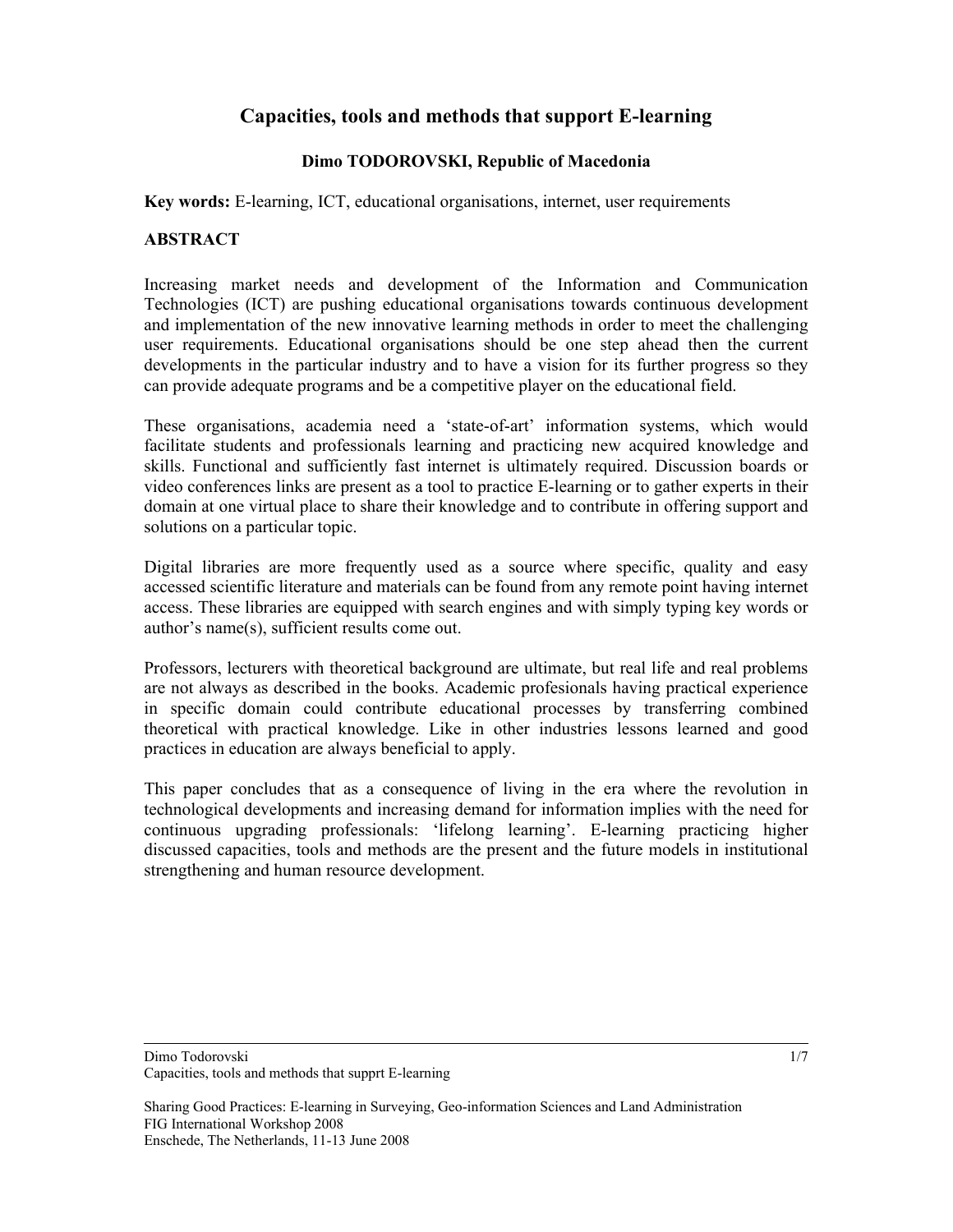# Capacities, tools and methods that support E-learning

**Dimo TODOROVSKI, Republic of Macedonia**

**Key words:** E-learning, ICT, educational organisations, internet, user requirements

## ABSTRACT

Increasing market needs and development of the Information and Communication Technologies (ICT) are pushing educational organisations towards continuous development and implementation of the new innovative learning methods in order to meet the challenging user requirements. Educational organisations should be one step ahead then the current developments in the particular industry and to have a vision for its further progress so they can provide adequate programs and be a competitive player on the educational field.

These organisations, academia need a 'state-of-art' information systems, which would facilitate students and professionals learning and practicing new acquired knowledge and skills. Functional and sufficiently fast internet is ultimately required. Discussion boards or video conferences links are present as a tool to practice E-learning or to gather experts in their domain at one virtual place to share their knowledge and to contribute in offering support and solutions on a particular topic.

Digital libraries are more frequently used as a source where specific, quality and easy accessed scientific literature and materials can be found from any remote point having internet access. These libraries are equipped with search engines and with simply typing key words or author's name(s), sufficient results come out.

Professors, lecturers with theoretical background are ultimate, but real life and real problems are not always as described in the books. Academic profesionals having practical experience in specific domain could contribute educational processes by transferring combined theoretical with practical knowledge. Like in other industries lessons learned and good practices in education are always beneficial to apply.

This paper concludes that as a consequence of living in the era where the revolution in technological developments and increasing demand for information implies with the need for continuous upgrading professionals: 'lifelong learning'. E-learning practicing higher discussed capacities, tools and methods are the present and the future models in institutional strengthening and human resource development.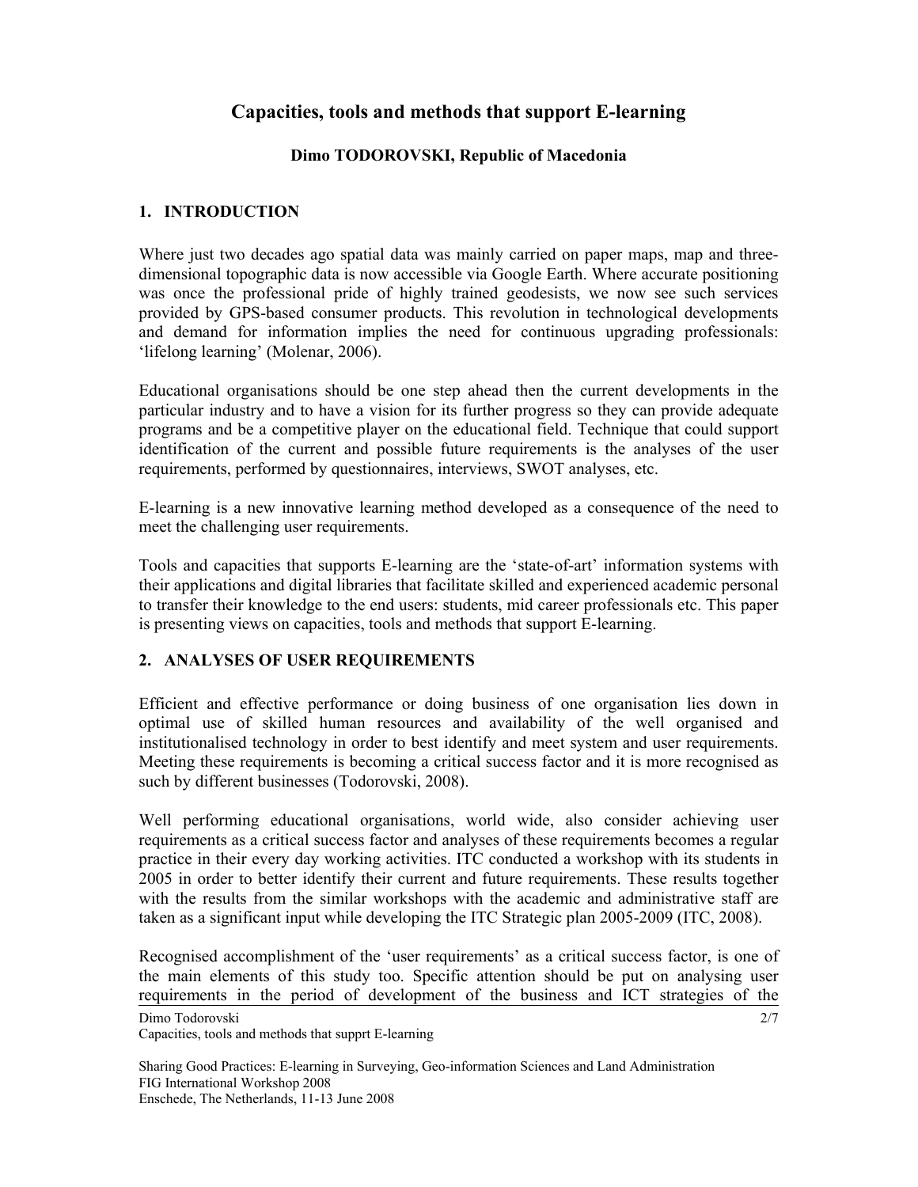# Capacities, tools and methods that support E-learning

**Dimo TODOROVSKI, Republic of Macedonia**

## 1. INTRODUCTION

Where just two decades ago spatial data was mainly carried on paper maps, map and three-dimensional topographic data is now accessible via Google Earth. Where accurate positioning was once the professional pride of highly trained geodesists, we now see such services provided by GPS-based consumer products. This revolution in technological developments and demand for information implies the need for continuous upgrading professionals: 'lifelong learning' (Molenar, 2006).

Educational organisations should be one step ahead then the current developments in the particular industry and to have a vision for its further progress so they can provide adequate programs and be a competitive player on the educational field. Technique that could support identification of the current and possible future requirements is the analyses of the user requirements, performed by questionnaires, interviews, SWOT analyses, etc.

E-learning is a new innovative learning method developed as a consequence of the need to meet the challenging user requirements.

Tools and capacities that supports E-learning are the 'state-of-art' information systems with their applications and digital libraries that facilitate skilled and experienced academic personal to transfer their knowledge to the end users: students, mid career professionals etc. This paper is presenting views on capacities, tools and methods that support E-learning.

## 2. ANALYSES OF USER REQUIREMENTS

Efficient and effective performance or doing business of one organisation lies down in optimal use of skilled human resources and availability of the well organised and institutionalised technology in order to best identify and meet system and user requirements. Meeting these requirements is becoming a critical success factor and it is more recognised as such by different businesses (Todorovski, 2008).

Well performing educational organisations, world wide, also consider achieving user requirements as a critical success factor and analyses of these requirements becomes a regular practice in their every day working activities. ITC conducted a workshop with its students in 2005 in order to better identify their current and future requirements. These results together with the results from the similar workshops with the academic and administrative staff are taken as a significant input while developing the ITC Strategic plan 2005-2009 (ITC, 2008).

Recognised accomplishment of the 'user requirements' as a critical success factor, is one of the main elements of this study too. Specific attention should be put on analysing user requirements in the period of development of the business and ICT strategies of the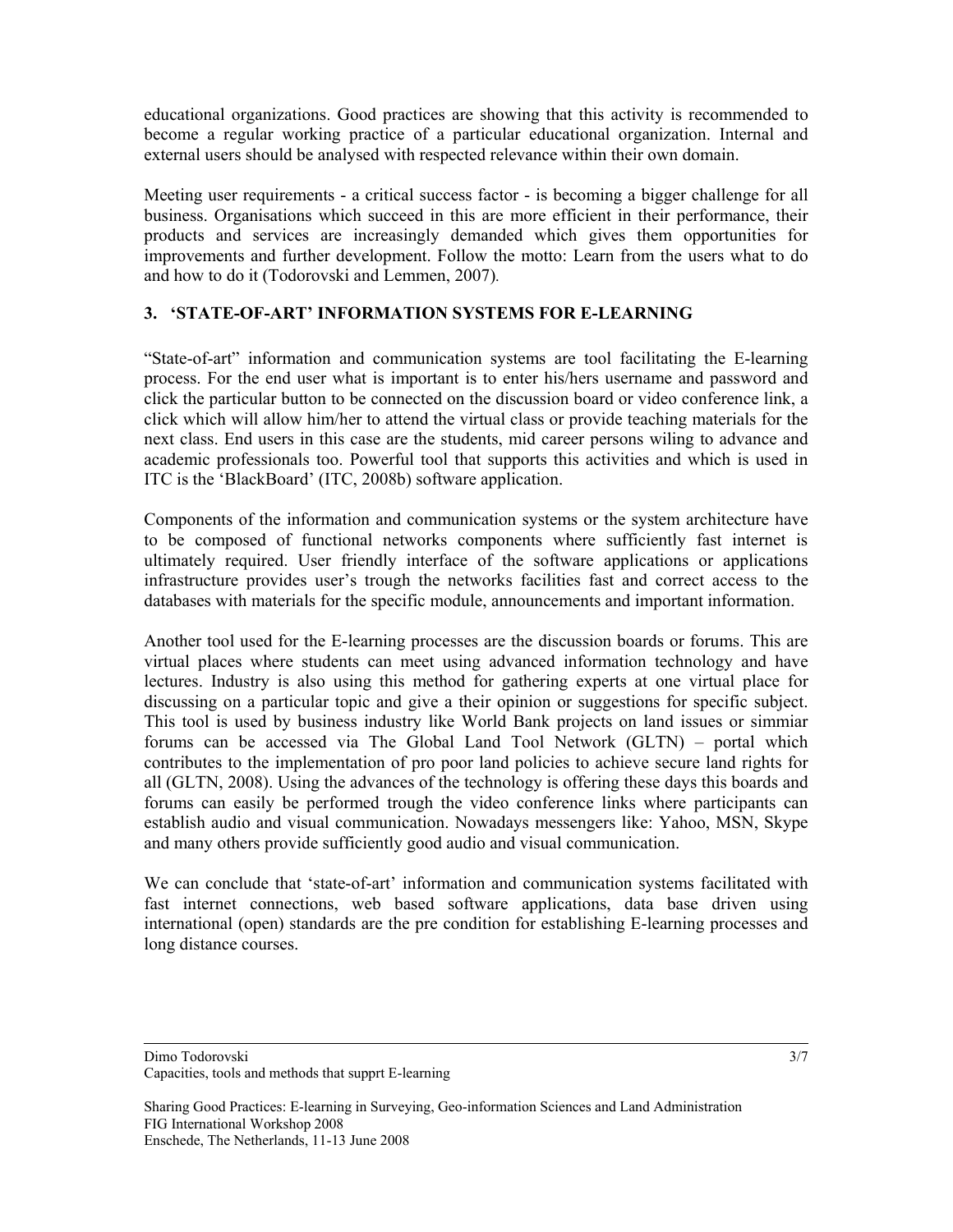educational organizations. Good practices are showing that this activity is recommended to become a regular working practice of a particular educational organization. Internal and external users should be analysed with respected relevance within their own domain.

Meeting user requirements - a critical success factor - is becoming a bigger challenge for all business. Organisations which succeed in this are more efficient in their performance, their products and services are increasingly demanded which gives them opportunities for improvements and further development. Follow the motto: Learn from the users what to do and how to do it (Todorovski and Lemmen, 2007).

## 3. 'STATE-OF-ART' INFORMATION SYSTEMS FOR E-LEARNING

"State-of-art" information and communication systems are tool facilitating the E-learning process. For the end user what is important is to enter his/hers username and password and click the particular button to be connected on the discussion board or video conference link, a click which will allow him/her to attend the virtual class or provide teaching materials for the next class. End users in this case are the students, mid career persons wiling to advance and academic professionals too. Powerful tool that supports this activities and which is used in ITC is the 'BlackBoard' (ITC, 2008b) software application.

Components of the information and communication systems or the system architecture have to be composed of functional networks components where sufficiently fast internet is ultimately required. User friendly interface of the software applications or applications infrastructure provides user's trough the networks facilities fast and correct access to the databases with materials for the specific module, announcements and important information.

Another tool used for the E-learning processes are the discussion boards or forums. This are virtual places where students can meet using advanced information technology and have lectures. Industry is also using this method for gathering experts at one virtual place for discussing on a particular topic and give a their opinion or suggestions for specific subject. This tool is used by business industry like World Bank projects on land issues or simmiar forums can be accessed via The Global Land Tool Network (GLTN) – portal which contributes to the implementation of pro poor land policies to achieve secure land rights for all (GLTN, 2008). Using the advances of the technology is offering these days this boards and forums can easily be performed trough the video conference links where participants can establish audio and visual communication. Nowadays messengers like: Yahoo, MSN, Skype and many others provide sufficiently good audio and visual communication.

We can conclude that 'state-of-art' information and communication systems facilitated with fast internet connections, web based software applications, data base driven using international (open) standards are the pre condition for establishing E-learning processes and long distance courses.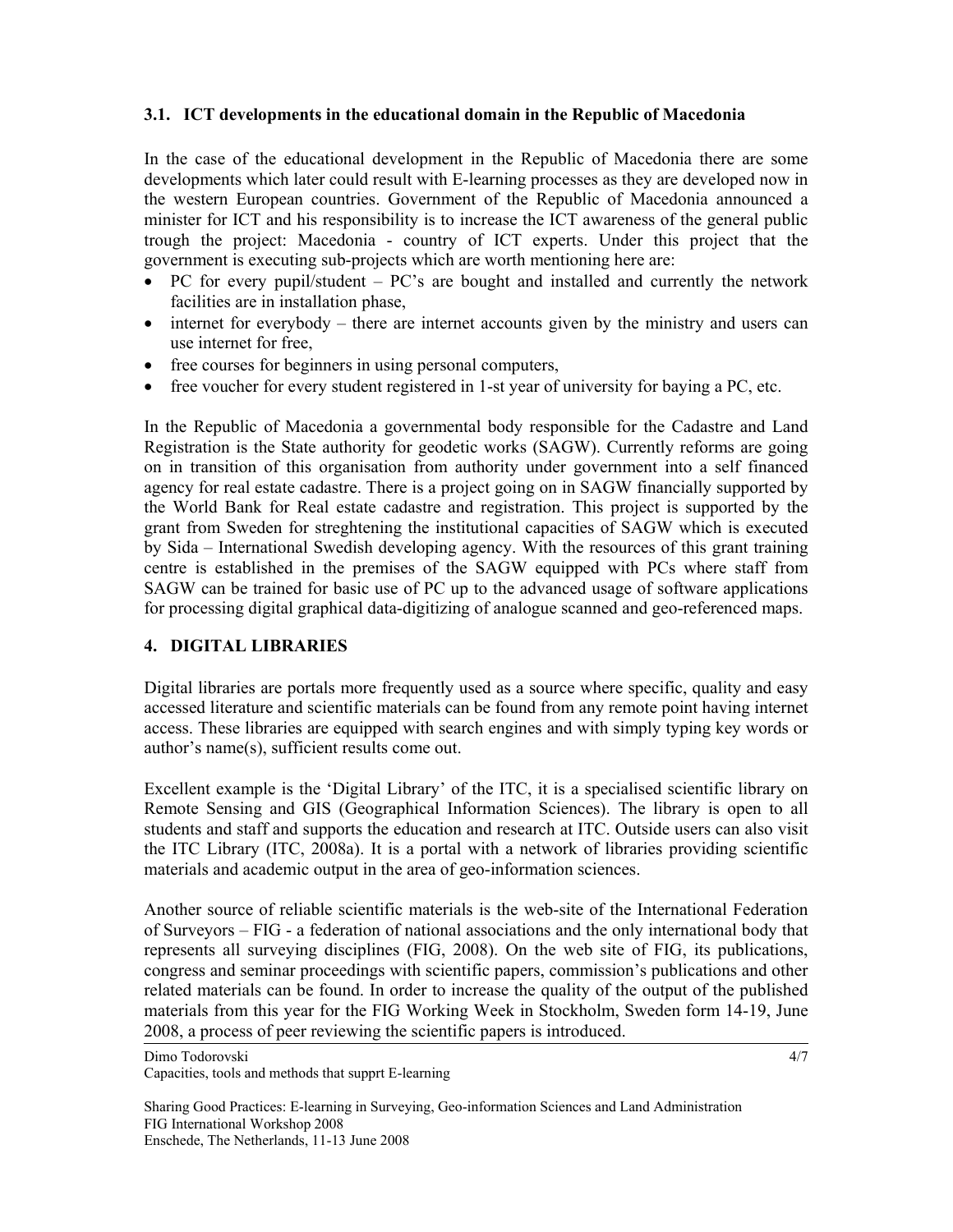### 3.1. ICT developments in the educational domain in the Republic of Macedonia

In the case of the educational development in the Republic of Macedonia there are some developments which later could result with E-learning processes as they are developed now in the western European countries. Government of the Republic of Macedonia announced a minister for ICT and his responsibility is to increase the ICT awareness of the general public trough the project: Macedonia - country of ICT experts. Under this project that the government is executing sub-projects which are worth mentioning here are:

- PC for every pupil/student – PC's are bought and installed and currently the network facilities are in installation phase,
- internet for everybody – there are internet accounts given by the ministry and users can use internet for free,
- free courses for beginners in using personal computers,
- free voucher for every student registered in 1-st year of university for baying a PC, etc.

In the Republic of Macedonia a governmental body responsible for the Cadastre and Land Registration is the State authority for geodetic works (SAGW). Currently reforms are going on in transition of this organisation from authority under government into a self financed agency for real estate cadastre. There is a project going on in SAGW financially supported by the World Bank for Real estate cadastre and registration. This project is supported by the grant from Sweden for streghtening the institutional capacities of SAGW which is executed by Sida – International Swedish developing agency. With the resources of this grant training centre is established in the premises of the SAGW equipped with PCs where staff from SAGW can be trained for basic use of PC up to the advanced usage of software applications for processing digital graphical data-digitizing of analogue scanned and geo-referenced maps.

## 4. DIGITAL LIBRARIES

Digital libraries are portals more frequently used as a source where specific, quality and easy accessed literature and scientific materials can be found from any remote point having internet access. These libraries are equipped with search engines and with simply typing key words or author's name(s), sufficient results come out.

Excellent example is the 'Digital Library' of the ITC, it is a specialised scientific library on Remote Sensing and GIS (Geographical Information Sciences). The library is open to all students and staff and supports the education and research at ITC. Outside users can also visit the ITC Library (ITC, 2008a). It is a portal with a network of libraries providing scientific materials and academic output in the area of geo-information sciences.

Another source of reliable scientific materials is the web-site of the International Federation of Surveyors – FIG - a federation of national associations and the only international body that represents all surveying disciplines (FIG, 2008). On the web site of FIG, its publications, congress and seminar proceedings with scientific papers, commission's publications and other related materials can be found. In order to increase the quality of the output of the published materials from this year for the FIG Working Week in Stockholm, Sweden form 14-19, June 2008, a process of peer reviewing the scientific papers is introduced.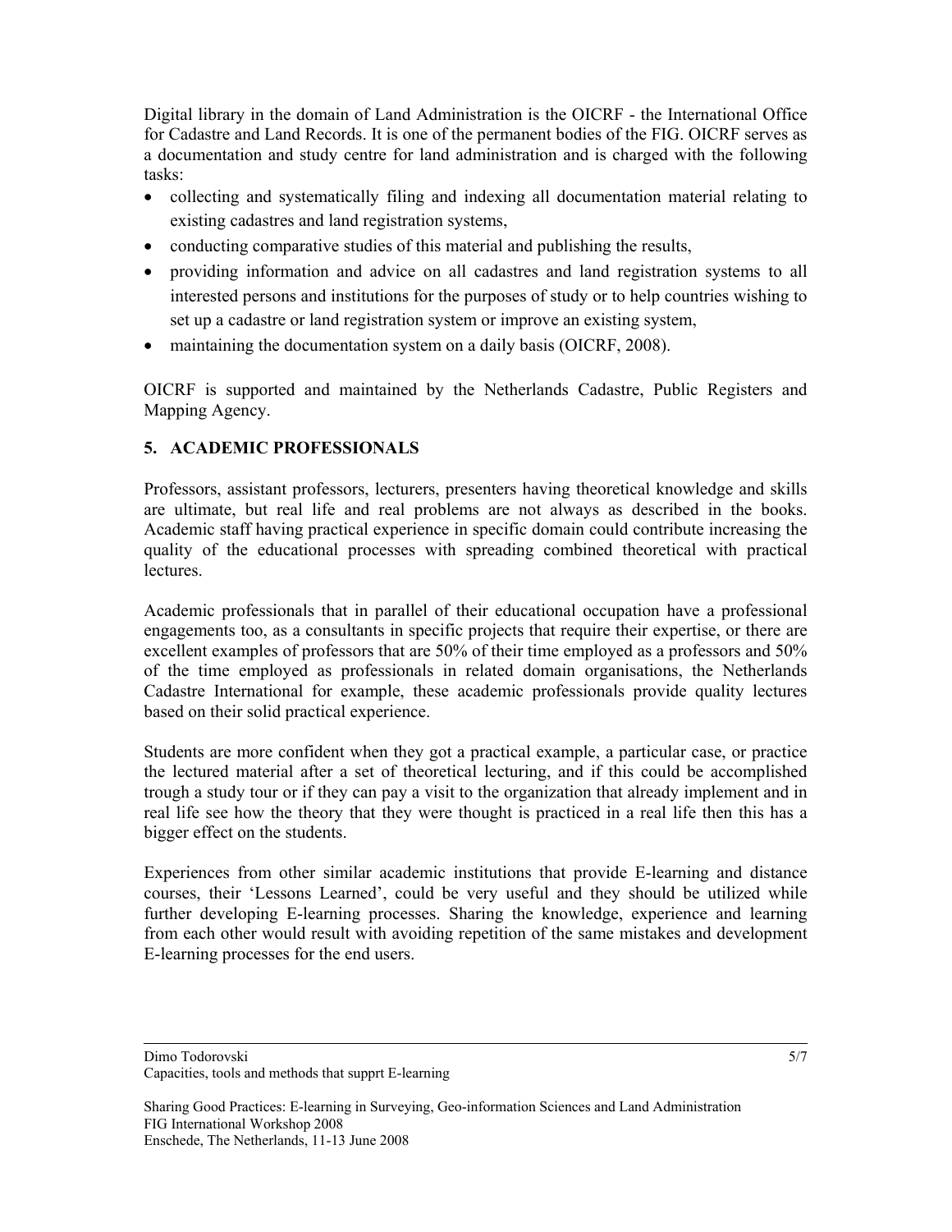Digital library in the domain of Land Administration is the OICRF - the International Office for Cadastre and Land Records. It is one of the permanent bodies of the FIG. OICRF serves as a documentation and study centre for land administration and is charged with the following tasks:

- collecting and systematically filing and indexing all documentation material relating to existing cadastres and land registration systems,
- conducting comparative studies of this material and publishing the results,
- providing information and advice on all cadastres and land registration systems to all interested persons and institutions for the purposes of study or to help countries wishing to set up a cadastre or land registration system or improve an existing system,
- maintaining the documentation system on a daily basis (OICRF, 2008).

OICRF is supported and maintained by the Netherlands Cadastre, Public Registers and Mapping Agency.

## 5. ACADEMIC PROFESSIONALS

Professors, assistant professors, lecturers, presenters having theoretical knowledge and skills are ultimate, but real life and real problems are not always as described in the books. Academic staff having practical experience in specific domain could contribute increasing the quality of the educational processes with spreading combined theoretical with practical lectures.

Academic professionals that in parallel of their educational occupation have a professional engagements too, as a consultants in specific projects that require their expertise, or there are excellent examples of professors that are 50% of their time employed as a professors and 50% of the time employed as professionals in related domain organisations, the Netherlands Cadastre International for example, these academic professionals provide quality lectures based on their solid practical experience.

Students are more confident when they got a practical example, a particular case, or practice the lectured material after a set of theoretical lecturing, and if this could be accomplished trough a study tour or if they can pay a visit to the organization that already implement and in real life see how the theory that they were thought is practiced in a real life then this has a bigger effect on the students.

Experiences from other similar academic institutions that provide E-learning and distance courses, their 'Lessons Learned', could be very useful and they should be utilized while further developing E-learning processes. Sharing the knowledge, experience and learning from each other would result with avoiding repetition of the same mistakes and development E-learning processes for the end users.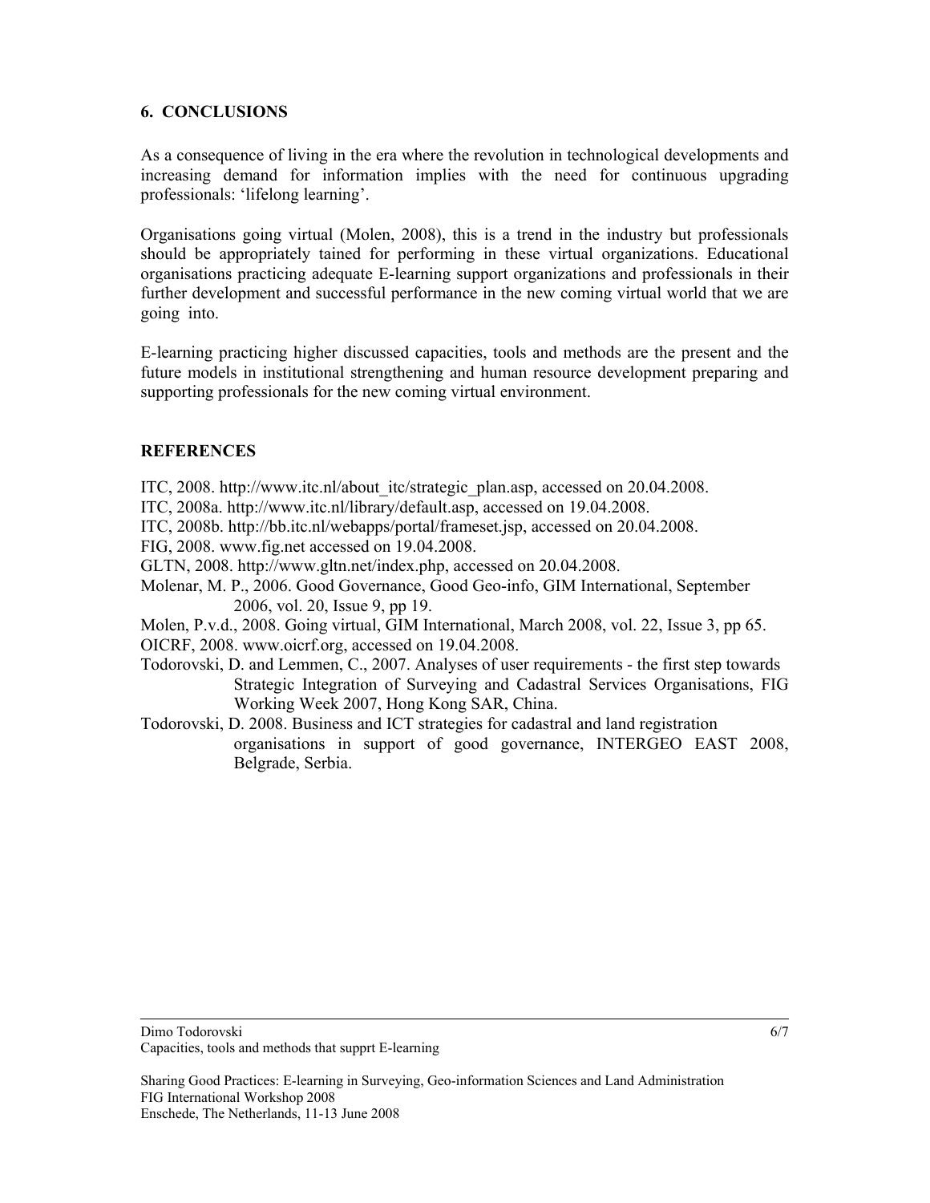## 6. CONCLUSIONS

As a consequence of living in the era where the revolution in technological developments and increasing demand for information implies with the need for continuous upgrading professionals: 'lifelong learning'.

Organisations going virtual (Molen, 2008), this is a trend in the industry but professionals should be appropriately tained for performing in these virtual organizations. Educational organisations practicing adequate E-learning support organizations and professionals in their further development and successful performance in the new coming virtual world that we are going into.

E-learning practicing higher discussed capacities, tools and methods are the present and the future models in institutional strengthening and human resource development preparing and supporting professionals for the new coming virtual environment.

## REFERENCES

ITC, 2008. http://www.itc.nl/about_itc/strategic_plan.asp, accessed on 20.04.2008.

ITC, 2008a. http://www.itc.nl/library/default.asp, accessed on 19.04.2008.

ITC, 2008b. http://bb.itc.nl/webapps/portal/frameset.jsp, accessed on 20.04.2008.

FIG, 2008. www.fig.net accessed on 19.04.2008.

GLTN, 2008. http://www.gltn.net/index.php, accessed on 20.04.2008.

Molenar, M. P., 2006. Good Governance, Good Geo-info, GIM International, September 2006, vol. 20, Issue 9, pp 19.

Molen, P.v.d., 2008. Going virtual, GIM International, March 2008, vol. 22, Issue 3, pp 65.

OICRF, 2008. www.oicrf.org, accessed on 19.04.2008.

Todorovski, D. and Lemmen, C., 2007. Analyses of user requirements - the first step towards Strategic Integration of Surveying and Cadastral Services Organisations, FIG Working Week 2007, Hong Kong SAR, China.

Todorovski, D. 2008. Business and ICT strategies for cadastral and land registration organisations in support of good governance, INTERGEO EAST 2008, Belgrade, Serbia.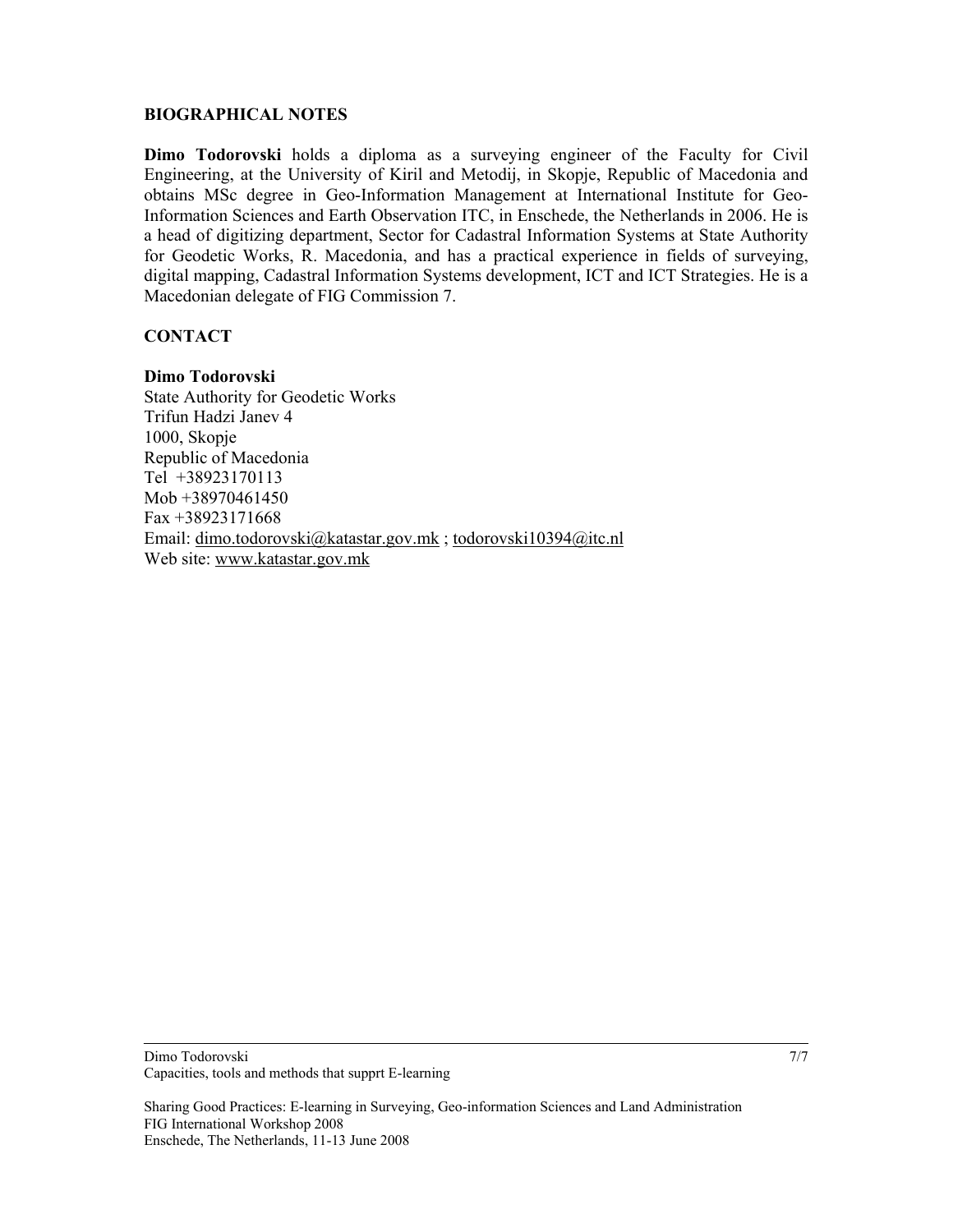## BIOGRAPHICAL NOTES

**Dimo Todorovski** holds a diploma as a surveying engineer of the Faculty for Civil Engineering, at the University of Kiril and Metodij, in Skopje, Republic of Macedonia and obtains MSc degree in Geo-Information Management at International Institute for Geo-Information Sciences and Earth Observation ITC, in Enschede, the Netherlands in 2006. He is a head of digitizing department, Sector for Cadastral Information Systems at State Authority for Geodetic Works, R. Macedonia, and has a practical experience in fields of surveying, digital mapping, Cadastral Information Systems development, ICT and ICT Strategies. He is a Macedonian delegate of FIG Commission 7.

## CONTACT

**Dimo Todorovski**
State Authority for Geodetic Works
Trifun Hadzi Janev 4
1000, Skopje
Republic of Macedonia
Tel +38923170113
Mob +38970461450
Fax +38923171668
Email: dimo.todorovski@katastar.gov.mk ; todorovski10394@itc.nl
Web site: www.katastar.gov.mk